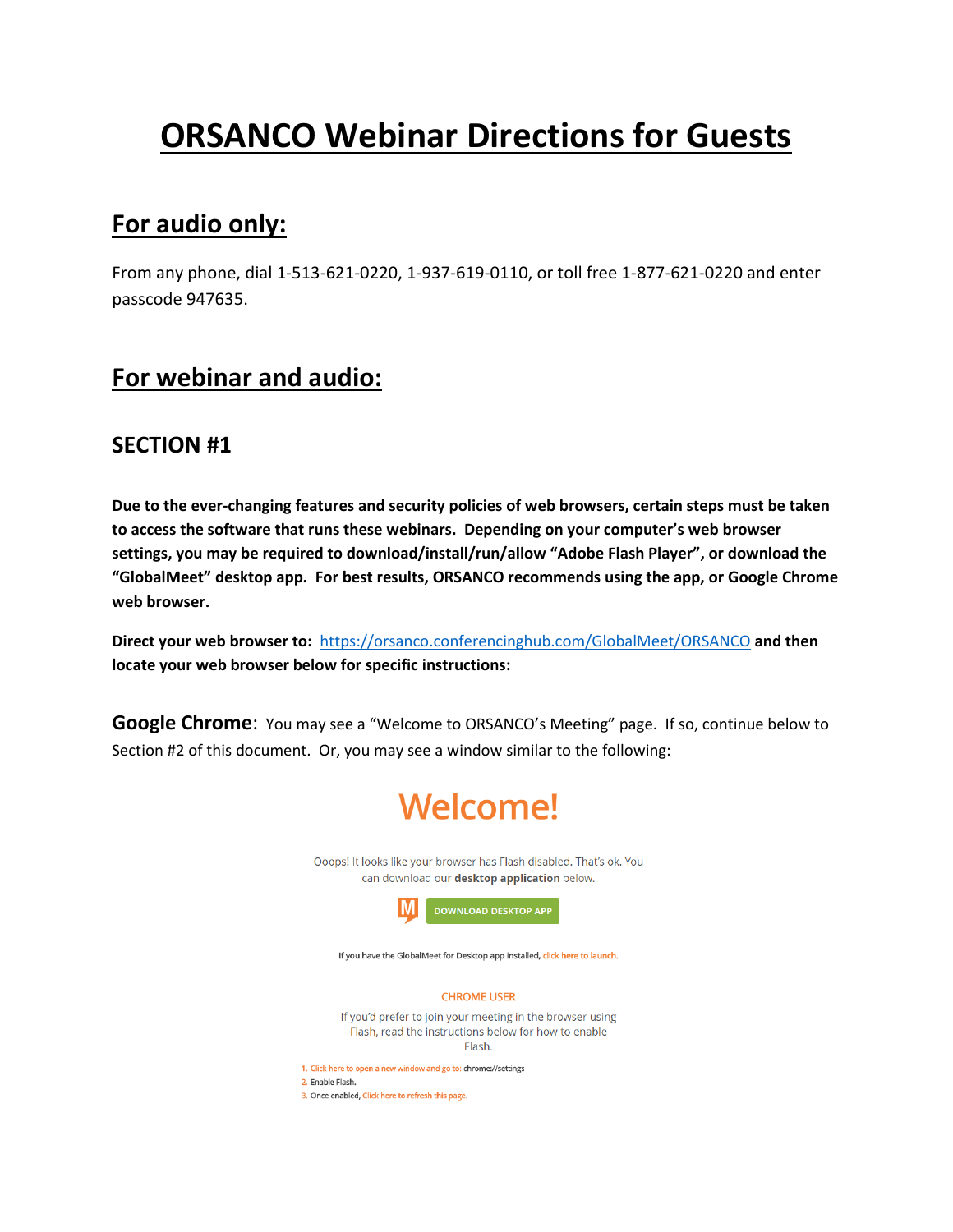# ORSANCO Webinar Directions for Guests

## For audio only:

From any phone, dial 1-513-621-0220, 1-937-619-0110, or toll free 1-877-621-0220 and enter passcode 947635.

## For webinar and audio:

### SECTION #1

**Due to the ever-changing features and security policies of web browsers, certain steps must be taken to access the software that runs these webinars. Depending on your computer's web browser settings, you may be required to download/install/run/allow "Adobe Flash Player", or download the "GlobalMeet" desktop app. For best results, ORSANCO recommends using the app, or Google Chrome web browser.**

**Direct your web browser to:** https://orsanco.conferencinghub.com/GlobalMeet/ORSANCO **and then locate your web browser below for specific instructions:**

**Google Chrome**: You may see a "Welcome to ORSANCO's Meeting" page. If so, continue below to Section #2 of this document. Or, you may see a window similar to the following:

Welcome!

Ooops! It looks like your browser has Flash disabled. That's ok. You can download our **desktop application** below.

DOWNLOAD DESKTOP APP

If you have the GlobalMeet for Desktop app installed, click here to launch.

CHROME USER

If you'd prefer to join your meeting in the browser using Flash, read the instructions below for how to enable Flash.

1. Click here to open a new window and go to: chrome://settings
2. Enable Flash.
3. Once enabled, Click here to refresh this page.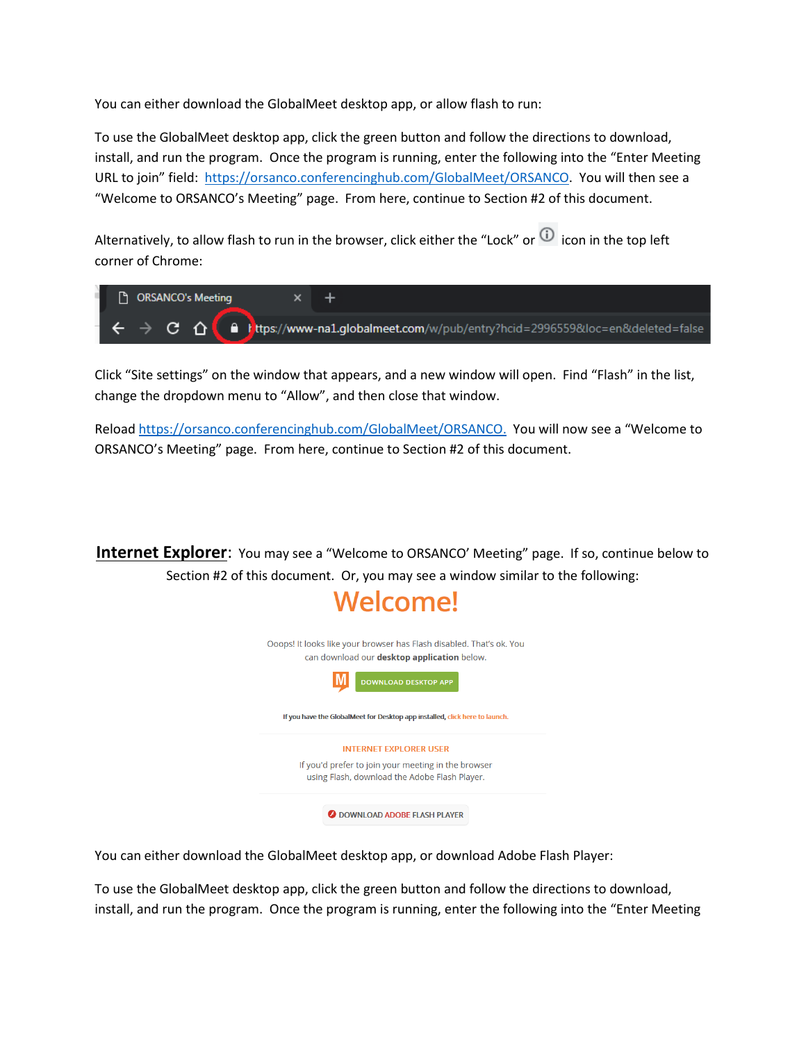You can either download the GlobalMeet desktop app, or allow flash to run:

To use the GlobalMeet desktop app, click the green button and follow the directions to download, install, and run the program. Once the program is running, enter the following into the "Enter Meeting URL to join" field: https://orsanco.conferencinghub.com/GlobalMeet/ORSANCO. You will then see a "Welcome to ORSANCO's Meeting" page. From here, continue to Section #2 of this document.

Alternatively, to allow flash to run in the browser, click either the "Lock" or ⓘ icon in the top left corner of Chrome:

Click "Site settings" on the window that appears, and a new window will open. Find "Flash" in the list, change the dropdown menu to "Allow", and then close that window.

Reload https://orsanco.conferencinghub.com/GlobalMeet/ORSANCO. You will now see a "Welcome to ORSANCO's Meeting" page. From here, continue to Section #2 of this document.

**Internet Explorer**: You may see a "Welcome to ORSANCO' Meeting" page. If so, continue below to Section #2 of this document. Or, you may see a window similar to the following:

You can either download the GlobalMeet desktop app, or download Adobe Flash Player:

To use the GlobalMeet desktop app, click the green button and follow the directions to download, install, and run the program. Once the program is running, enter the following into the "Enter Meeting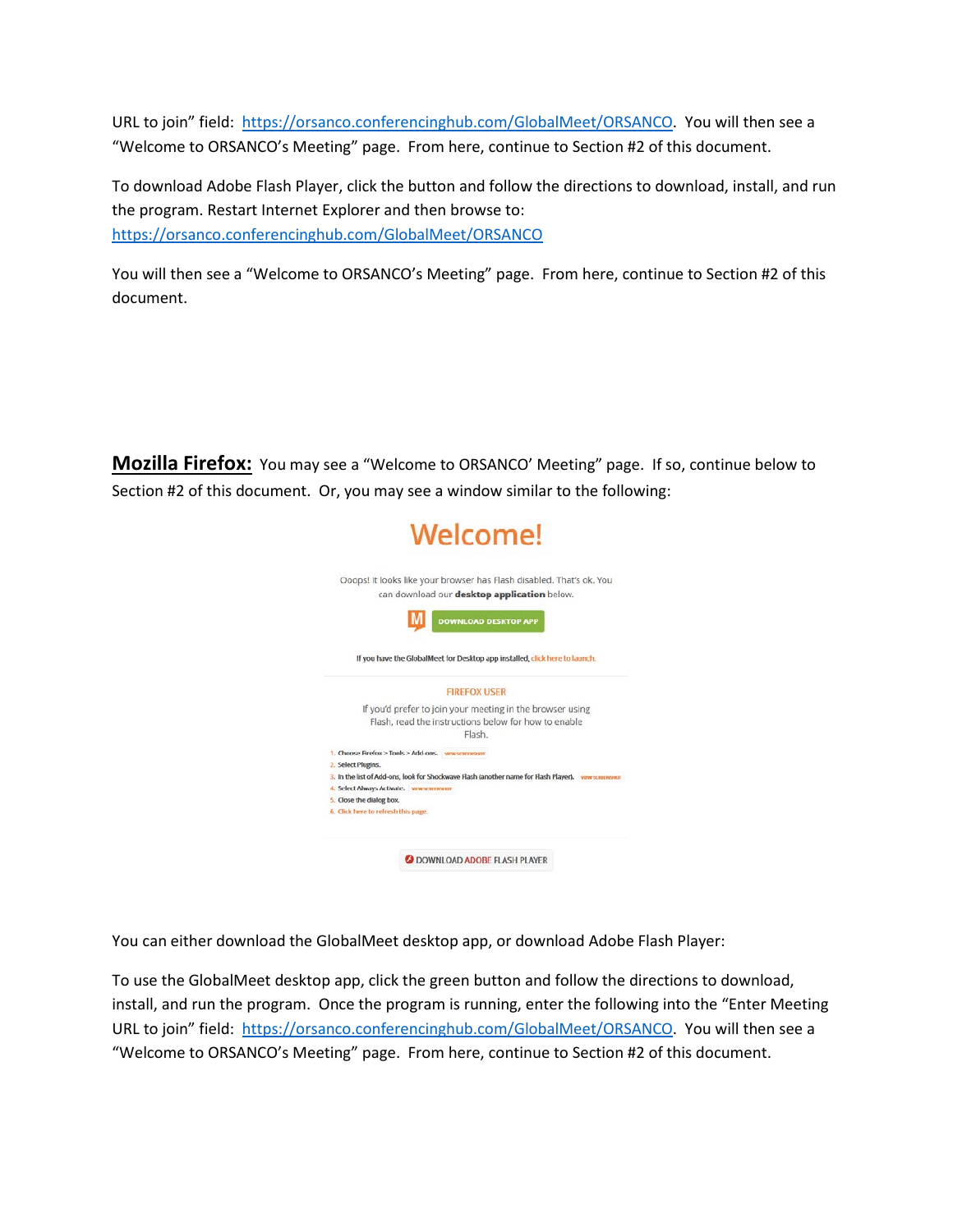URL to join" field: https://orsanco.conferencinghub.com/GlobalMeet/ORSANCO. You will then see a "Welcome to ORSANCO's Meeting" page. From here, continue to Section #2 of this document.

To download Adobe Flash Player, click the button and follow the directions to download, install, and run the program. Restart Internet Explorer and then browse to: https://orsanco.conferencinghub.com/GlobalMeet/ORSANCO

You will then see a "Welcome to ORSANCO's Meeting" page. From here, continue to Section #2 of this document.

**Mozilla Firefox:** You may see a "Welcome to ORSANCO' Meeting" page. If so, continue below to Section #2 of this document. Or, you may see a window similar to the following:

Welcome!

Ooops! It looks like your browser has Flash disabled. That's ok. You can download our **desktop application** below.

DOWNLOAD DESKTOP APP

If you have the GlobalMeet for Desktop app installed, click here to launch.

FIREFOX USER

If you'd prefer to join your meeting in the browser using Flash, read the instructions below for how to enable Flash.

1. Choose Firefox > Tools > Add-ons. VIEW SCREENSHOT
2. Select Plugins.
3. In the list of Add-ons, look for Shockwave Flash (another name for Flash Player). VIEW SCREENSHOT
4. Select Always Activate. VIEW SCREENSHOT
5. Close the dialog box.
6. Click here to refresh this page.

DOWNLOAD ADOBE FLASH PLAYER

You can either download the GlobalMeet desktop app, or download Adobe Flash Player:

To use the GlobalMeet desktop app, click the green button and follow the directions to download, install, and run the program. Once the program is running, enter the following into the "Enter Meeting URL to join" field: https://orsanco.conferencinghub.com/GlobalMeet/ORSANCO. You will then see a "Welcome to ORSANCO's Meeting" page. From here, continue to Section #2 of this document.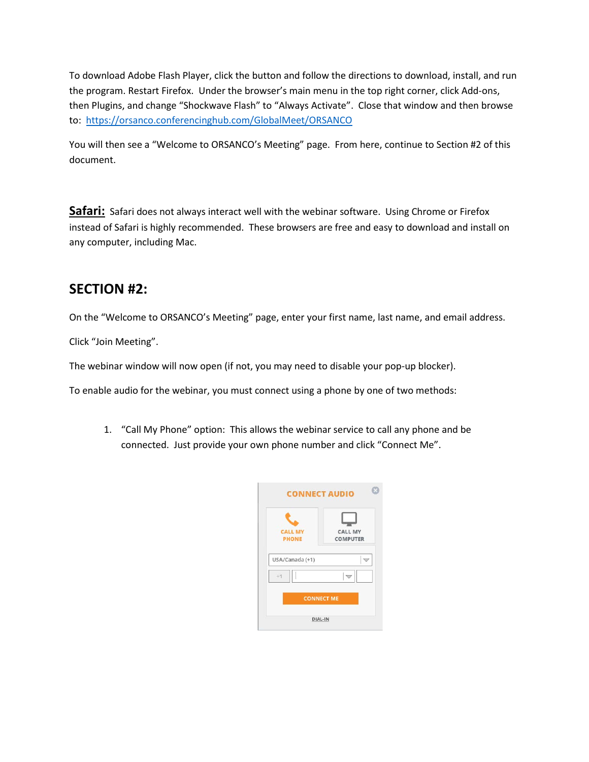To download Adobe Flash Player, click the button and follow the directions to download, install, and run the program. Restart Firefox. Under the browser's main menu in the top right corner, click Add-ons, then Plugins, and change "Shockwave Flash" to "Always Activate". Close that window and then browse to: https://orsanco.conferencinghub.com/GlobalMeet/ORSANCO

You will then see a "Welcome to ORSANCO's Meeting" page. From here, continue to Section #2 of this document.

**Safari:** Safari does not always interact well with the webinar software. Using Chrome or Firefox instead of Safari is highly recommended. These browsers are free and easy to download and install on any computer, including Mac.

## SECTION #2:

On the "Welcome to ORSANCO's Meeting" page, enter your first name, last name, and email address.

Click "Join Meeting".

The webinar window will now open (if not, you may need to disable your pop-up blocker).

To enable audio for the webinar, you must connect using a phone by one of two methods:

1. "Call My Phone" option: This allows the webinar service to call any phone and be connected. Just provide your own phone number and click "Connect Me".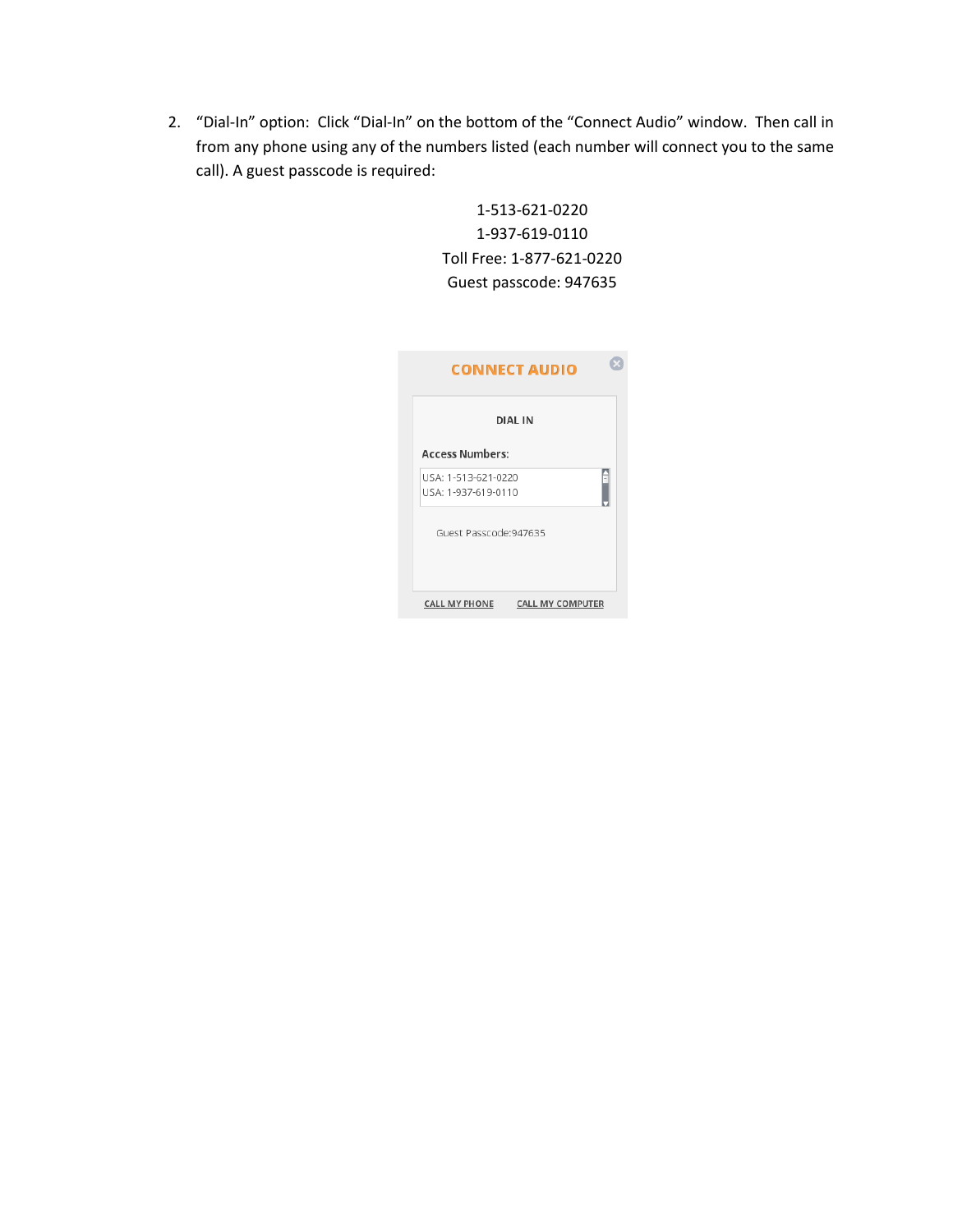2. "Dial-In" option: Click "Dial-In" on the bottom of the "Connect Audio" window. Then call in from any phone using any of the numbers listed (each number will connect you to the same call). A guest passcode is required:

1-513-621-0220
1-937-619-0110
Toll Free: 1-877-621-0220
Guest passcode: 947635

CONNECT AUDIO

DIAL IN

Access Numbers:

USA: 1-513-621-0220
USA: 1-937-619-0110

Guest Passcode:947635

CALL MY PHONE    CALL MY COMPUTER